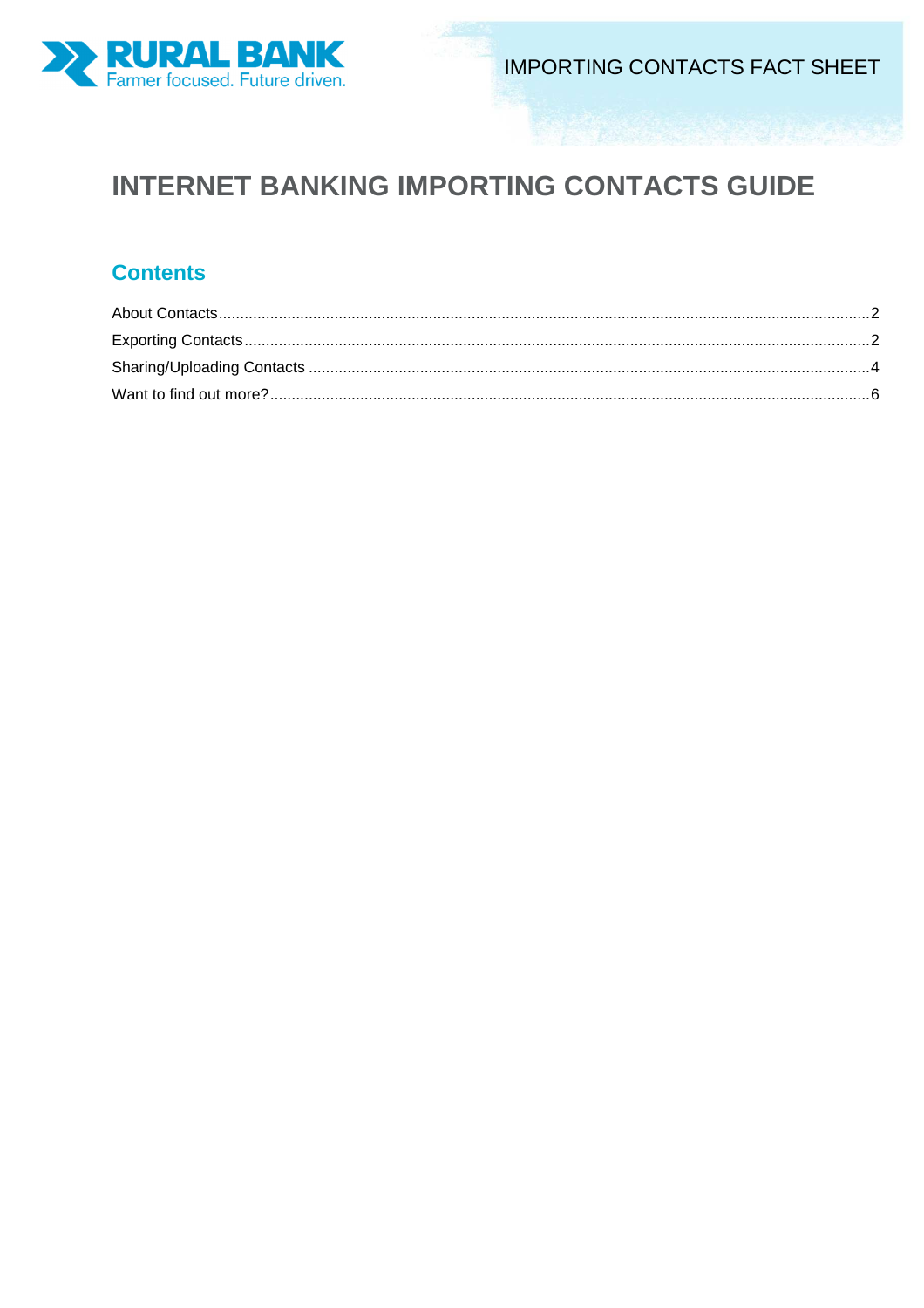RURAL BANK
Farmer focused. Future driven.

IMPORTING CONTACTS FACT SHEET

# INTERNET BANKING IMPORTING CONTACTS GUIDE

## Contents

About Contacts ..... 2
Exporting Contacts ..... 2
Sharing/Uploading Contacts ..... 4
Want to find out more? ..... 6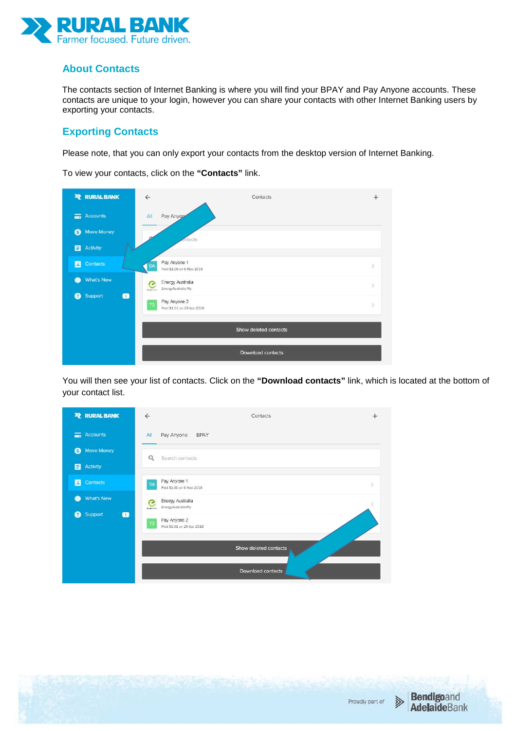## About Contacts

The contacts section of Internet Banking is where you will find your BPAY and Pay Anyone accounts. These contacts are unique to your login, however you can share your contacts with other Internet Banking users by exporting your contacts.

## Exporting Contacts

Please note, that you can only export your contacts from the desktop version of Internet Banking.

To view your contacts, click on the **"Contacts"** link.

You will then see your list of contacts. Click on the **"Download contacts"** link, which is located at the bottom of your contact list.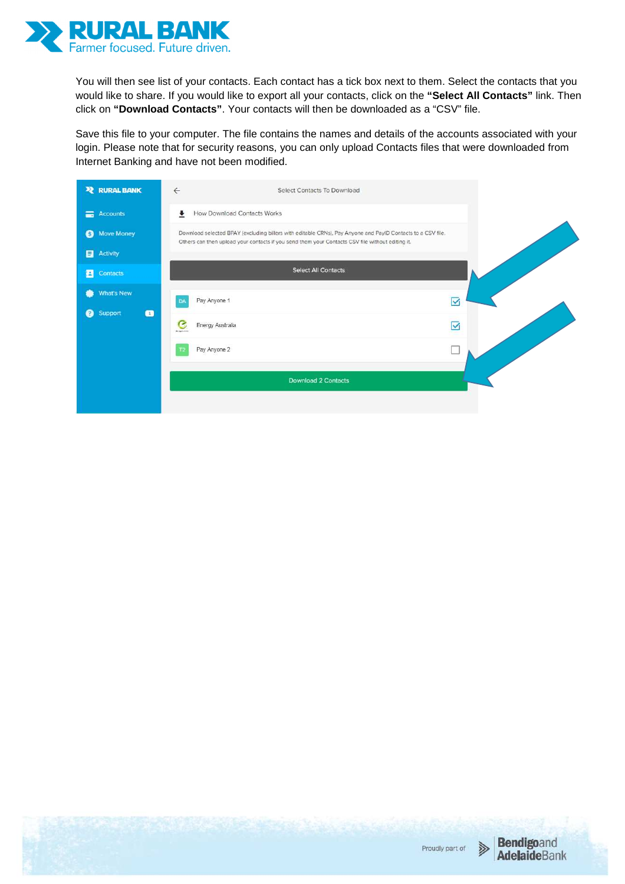You will then see list of your contacts. Each contact has a tick box next to them. Select the contacts that you would like to share. If you would like to export all your contacts, click on the **"Select All Contacts"** link. Then click on **"Download Contacts"**. Your contacts will then be downloaded as a "CSV" file.

Save this file to your computer. The file contains the names and details of the accounts associated with your login. Please note that for security reasons, you can only upload Contacts files that were downloaded from Internet Banking and have not been modified.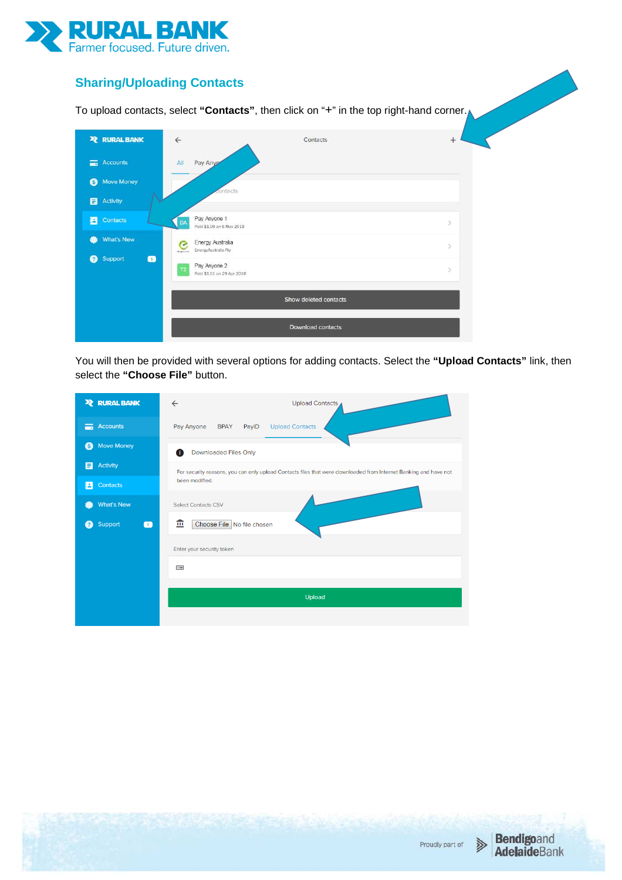## Sharing/Uploading Contacts

To upload contacts, select **"Contacts"**, then click on "+" in the top right-hand corner.

You will then be provided with several options for adding contacts. Select the **"Upload Contacts"** link, then select the **"Choose File"** button.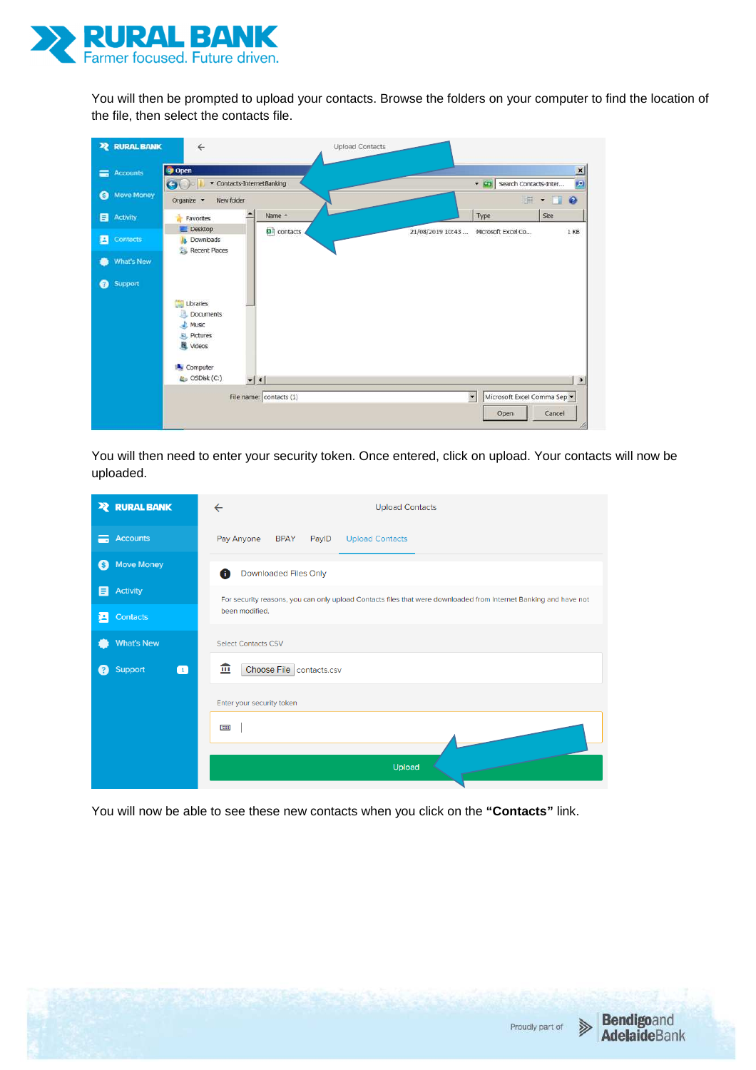You will then be prompted to upload your contacts. Browse the folders on your computer to find the location of the file, then select the contacts file.

You will then need to enter your security token. Once entered, click on upload. Your contacts will now be uploaded.

You will now be able to see these new contacts when you click on the **"Contacts"** link.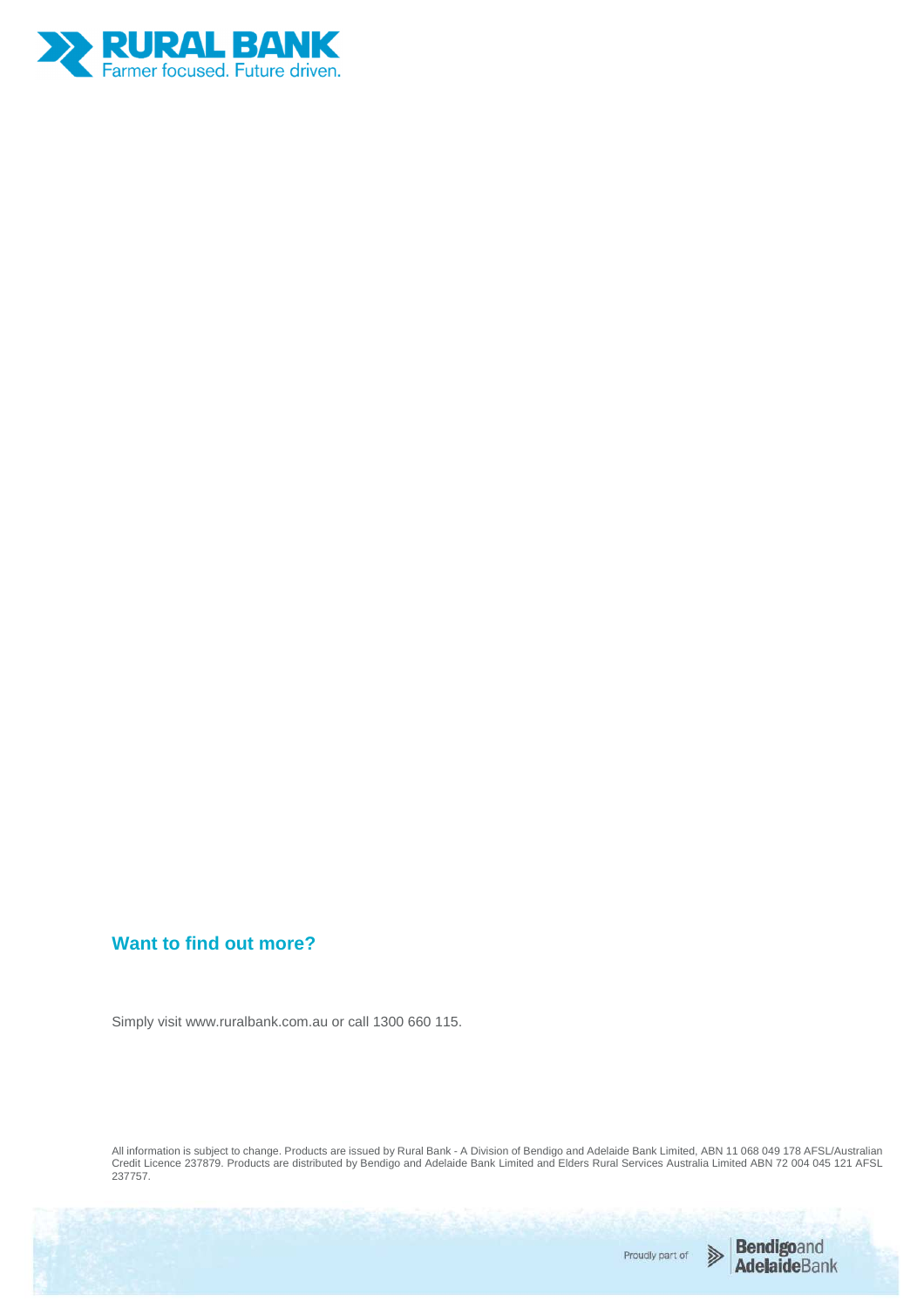RURAL BANK
Farmer focused. Future driven.

## Want to find out more?

Simply visit www.ruralbank.com.au or call 1300 660 115.

All information is subject to change. Products are issued by Rural Bank - A Division of Bendigo and Adelaide Bank Limited, ABN 11 068 049 178 AFSL/Australian Credit Licence 237879. Products are distributed by Bendigo and Adelaide Bank Limited and Elders Rural Services Australia Limited ABN 72 004 045 121 AFSL 237757.

Proudly part of Bendigo and Adelaide Bank